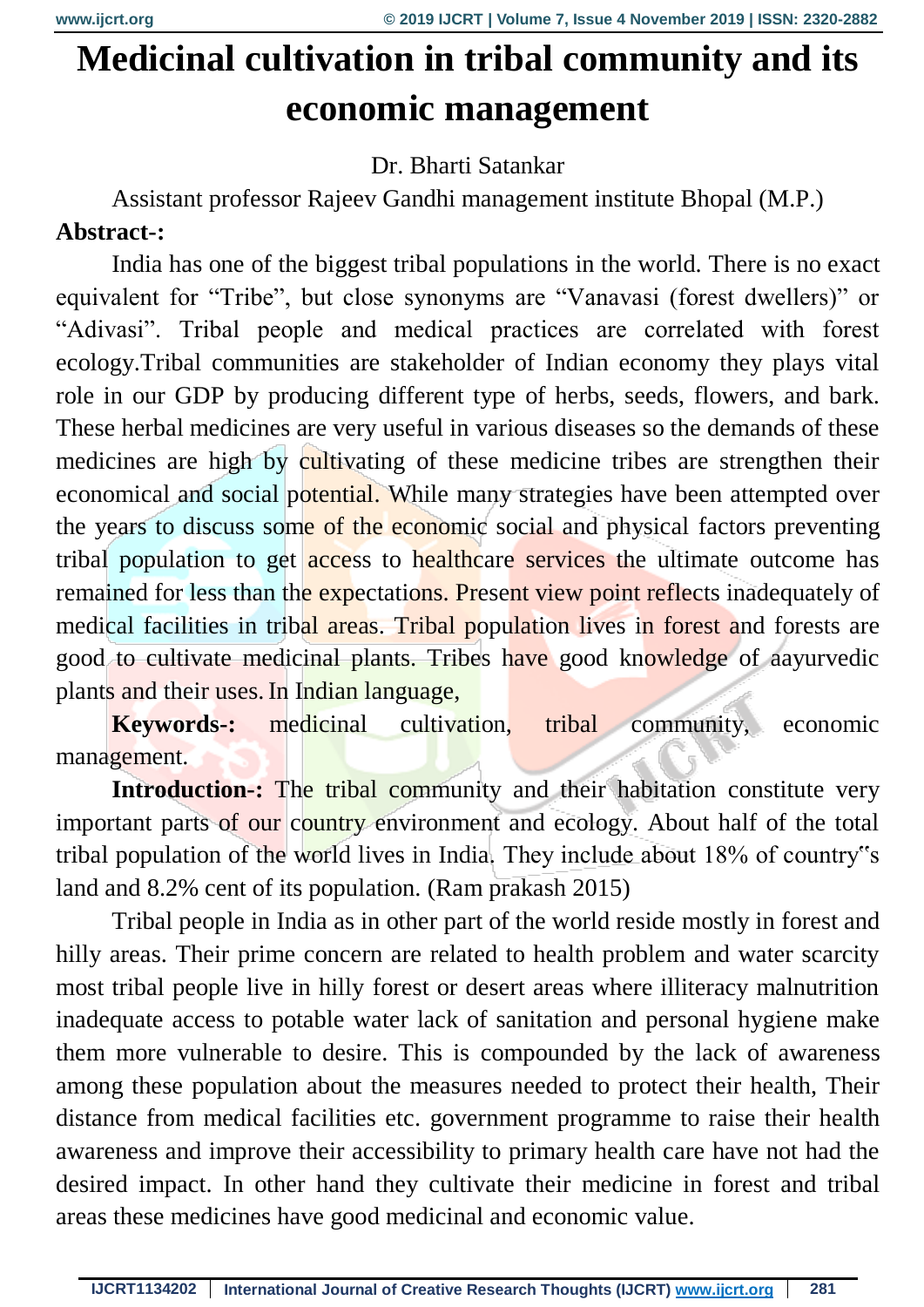# Medicinal cultivation in tribal community and its economic management

Dr. Bharti Satankar

Assistant professor Rajeev Gandhi management institute Bhopal (M.P.)

**Abstract-:**

India has one of the biggest tribal populations in the world. There is no exact equivalent for "Tribe", but close synonyms are "Vanavasi (forest dwellers)" or "Adivasi". Tribal people and medical practices are correlated with forest ecology.Tribal communities are stakeholder of Indian economy they plays vital role in our GDP by producing different type of herbs, seeds, flowers, and bark. These herbal medicines are very useful in various diseases so the demands of these medicines are high by cultivating of these medicine tribes are strengthen their economical and social potential. While many strategies have been attempted over the years to discuss some of the economic social and physical factors preventing tribal population to get access to healthcare services the ultimate outcome has remained for less than the expectations. Present view point reflects inadequately of medical facilities in tribal areas. Tribal population lives in forest and forests are good to cultivate medicinal plants. Tribes have good knowledge of aayurvedic plants and their uses. In Indian language,

**Keywords-:** medicinal cultivation, tribal community, economic management.

**Introduction-:** The tribal community and their habitation constitute very important parts of our country environment and ecology. About half of the total tribal population of the world lives in India. They include about 18% of country‟s land and 8.2% cent of its population. (Ram prakash 2015)

Tribal people in India as in other part of the world reside mostly in forest and hilly areas. Their prime concern are related to health problem and water scarcity most tribal people live in hilly forest or desert areas where illiteracy malnutrition inadequate access to potable water lack of sanitation and personal hygiene make them more vulnerable to desire. This is compounded by the lack of awareness among these population about the measures needed to protect their health, Their distance from medical facilities etc. government programme to raise their health awareness and improve their accessibility to primary health care have not had the desired impact. In other hand they cultivate their medicine in forest and tribal areas these medicines have good medicinal and economic value.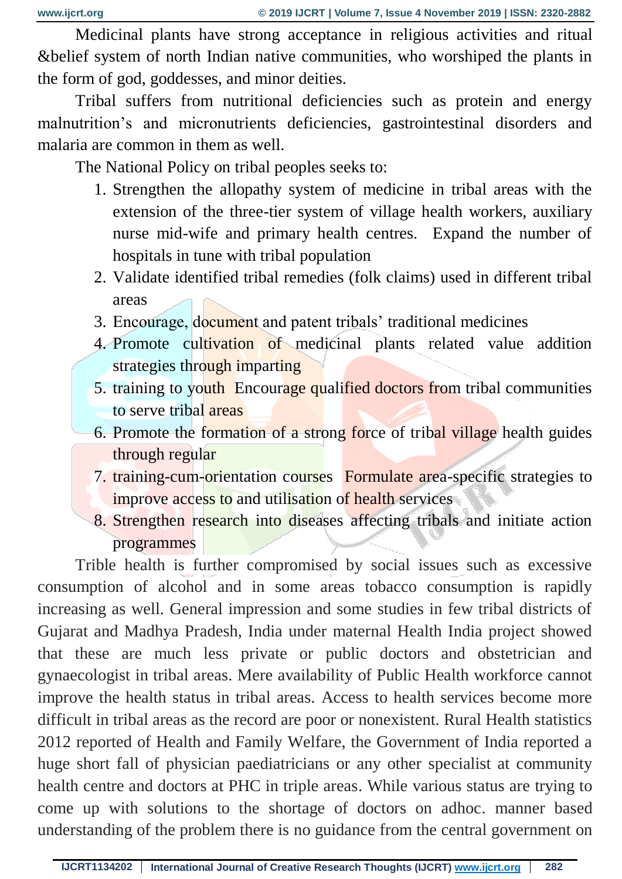Medicinal plants have strong acceptance in religious activities and ritual &belief system of north Indian native communities, who worshiped the plants in the form of god, goddesses, and minor deities.

Tribal suffers from nutritional deficiencies such as protein and energy malnutrition's and micronutrients deficiencies, gastrointestinal disorders and malaria are common in them as well.

The National Policy on tribal peoples seeks to:

1. Strengthen the allopathy system of medicine in tribal areas with the extension of the three-tier system of village health workers, auxiliary nurse mid-wife and primary health centres. Expand the number of hospitals in tune with tribal population
2. Validate identified tribal remedies (folk claims) used in different tribal areas
3. Encourage, document and patent tribals' traditional medicines
4. Promote cultivation of medicinal plants related value addition strategies through imparting
5. training to youth Encourage qualified doctors from tribal communities to serve tribal areas
6. Promote the formation of a strong force of tribal village health guides through regular
7. training-cum-orientation courses Formulate area-specific strategies to improve access to and utilisation of health services
8. Strengthen research into diseases affecting tribals and initiate action programmes

Trible health is further compromised by social issues such as excessive consumption of alcohol and in some areas tobacco consumption is rapidly increasing as well. General impression and some studies in few tribal districts of Gujarat and Madhya Pradesh, India under maternal Health India project showed that these are much less private or public doctors and obstetrician and gynaecologist in tribal areas. Mere availability of Public Health workforce cannot improve the health status in tribal areas. Access to health services become more difficult in tribal areas as the record are poor or nonexistent. Rural Health statistics 2012 reported of Health and Family Welfare, the Government of India reported a huge short fall of physician paediatricians or any other specialist at community health centre and doctors at PHC in triple areas. While various status are trying to come up with solutions to the shortage of doctors on adhoc. manner based understanding of the problem there is no guidance from the central government on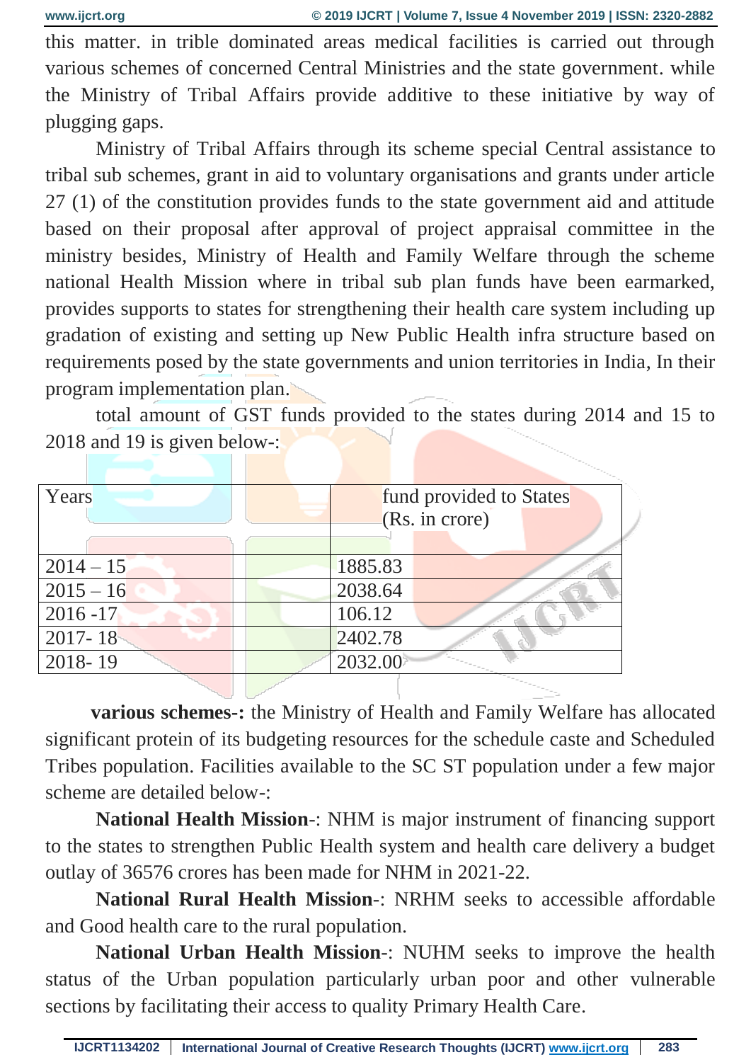this matter. in trible dominated areas medical facilities is carried out through various schemes of concerned Central Ministries and the state government. while the Ministry of Tribal Affairs provide additive to these initiative by way of plugging gaps.

Ministry of Tribal Affairs through its scheme special Central assistance to tribal sub schemes, grant in aid to voluntary organisations and grants under article 27 (1) of the constitution provides funds to the state government aid and attitude based on their proposal after approval of project appraisal committee in the ministry besides, Ministry of Health and Family Welfare through the scheme national Health Mission where in tribal sub plan funds have been earmarked, provides supports to states for strengthening their health care system including up gradation of existing and setting up New Public Health infra structure based on requirements posed by the state governments and union territories in India, In their program implementation plan.

total amount of GST funds provided to the states during 2014 and 15 to 2018 and 19 is given below-:

| Years | fund provided to States (Rs. in crore) |
|---|---|
| 2014 – 15 | 1885.83 |
| 2015 – 16 | 2038.64 |
| 2016 -17 | 106.12 |
| 2017- 18 | 2402.78 |
| 2018- 19 | 2032.00 |

**various schemes-:** the Ministry of Health and Family Welfare has allocated significant protein of its budgeting resources for the schedule caste and Scheduled Tribes population. Facilities available to the SC ST population under a few major scheme are detailed below-:

**National Health Mission**-: NHM is major instrument of financing support to the states to strengthen Public Health system and health care delivery a budget outlay of 36576 crores has been made for NHM in 2021-22.

**National Rural Health Mission**-: NRHM seeks to accessible affordable and Good health care to the rural population.

**National Urban Health Mission**-: NUHM seeks to improve the health status of the Urban population particularly urban poor and other vulnerable sections by facilitating their access to quality Primary Health Care.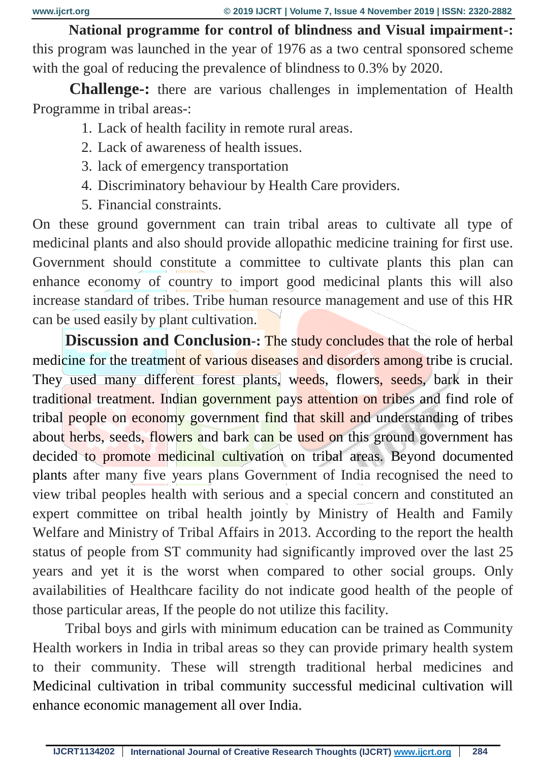**National programme for control of blindness and Visual impairment-:** this program was launched in the year of 1976 as a two central sponsored scheme with the goal of reducing the prevalence of blindness to 0.3% by 2020.

**Challenge-:** there are various challenges in implementation of Health Programme in tribal areas-:

1. Lack of health facility in remote rural areas.
2. Lack of awareness of health issues.
3. lack of emergency transportation
4. Discriminatory behaviour by Health Care providers.
5. Financial constraints.

On these ground government can train tribal areas to cultivate all type of medicinal plants and also should provide allopathic medicine training for first use. Government should constitute a committee to cultivate plants this plan can enhance economy of country to import good medicinal plants this will also increase standard of tribes. Tribe human resource management and use of this HR can be used easily by plant cultivation.

**Discussion and Conclusion-:** The study concludes that the role of herbal medicine for the treatment of various diseases and disorders among tribe is crucial. They used many different forest plants, weeds, flowers, seeds, bark in their traditional treatment. Indian government pays attention on tribes and find role of tribal people on economy government find that skill and understanding of tribes about herbs, seeds, flowers and bark can be used on this ground government has decided to promote medicinal cultivation on tribal areas. Beyond documented plants after many five years plans Government of India recognised the need to view tribal peoples health with serious and a special concern and constituted an expert committee on tribal health jointly by Ministry of Health and Family Welfare and Ministry of Tribal Affairs in 2013. According to the report the health status of people from ST community had significantly improved over the last 25 years and yet it is the worst when compared to other social groups. Only availabilities of Healthcare facility do not indicate good health of the people of those particular areas, If the people do not utilize this facility.

Tribal boys and girls with minimum education can be trained as Community Health workers in India in tribal areas so they can provide primary health system to their community. These will strength traditional herbal medicines and Medicinal cultivation in tribal community successful medicinal cultivation will enhance economic management all over India.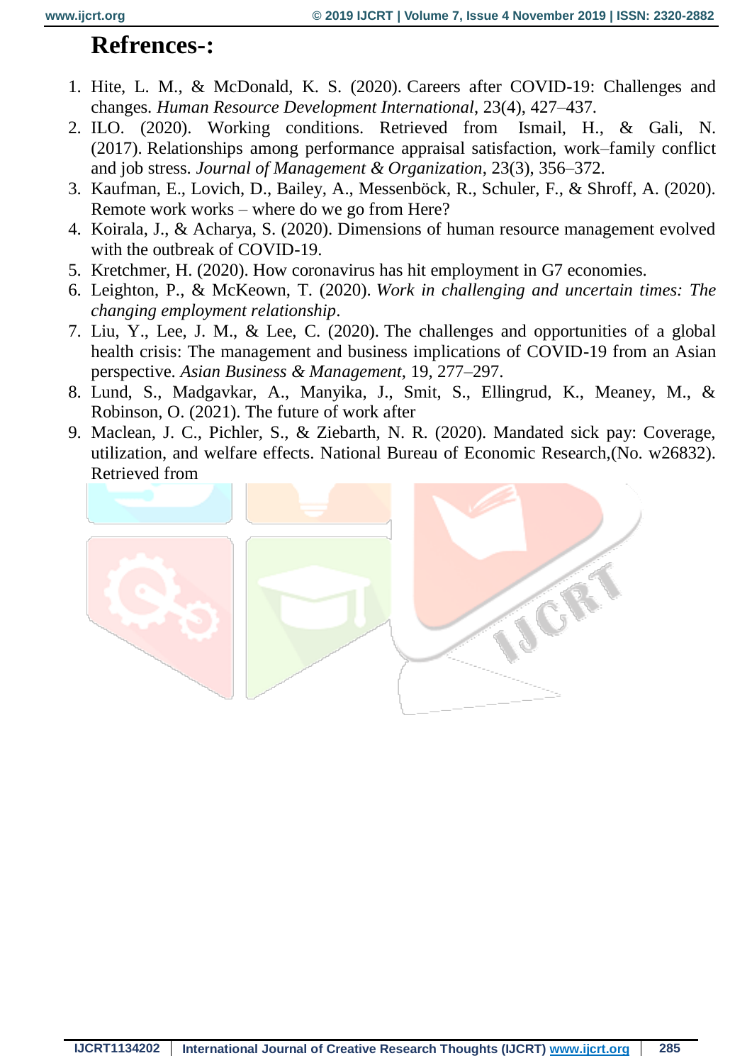# Refrences-:

1. Hite, L. M., & McDonald, K. S. (2020). Careers after COVID-19: Challenges and changes. *Human Resource Development International*, 23(4), 427–437.
2. ILO. (2020). Working conditions. Retrieved from Ismail, H., & Gali, N. (2017). Relationships among performance appraisal satisfaction, work–family conflict and job stress. *Journal of Management & Organization*, 23(3), 356–372.
3. Kaufman, E., Lovich, D., Bailey, A., Messenböck, R., Schuler, F., & Shroff, A. (2020). Remote work works – where do we go from Here?
4. Koirala, J., & Acharya, S. (2020). Dimensions of human resource management evolved with the outbreak of COVID-19.
5. Kretchmer, H. (2020). How coronavirus has hit employment in G7 economies.
6. Leighton, P., & McKeown, T. (2020). *Work in challenging and uncertain times: The changing employment relationship*.
7. Liu, Y., Lee, J. M., & Lee, C. (2020). The challenges and opportunities of a global health crisis: The management and business implications of COVID-19 from an Asian perspective. *Asian Business & Management*, 19, 277–297.
8. Lund, S., Madgavkar, A., Manyika, J., Smit, S., Ellingrud, K., Meaney, M., & Robinson, O. (2021). The future of work after
9. Maclean, J. C., Pichler, S., & Ziebarth, N. R. (2020). Mandated sick pay: Coverage, utilization, and welfare effects. National Bureau of Economic Research,(No. w26832). Retrieved from